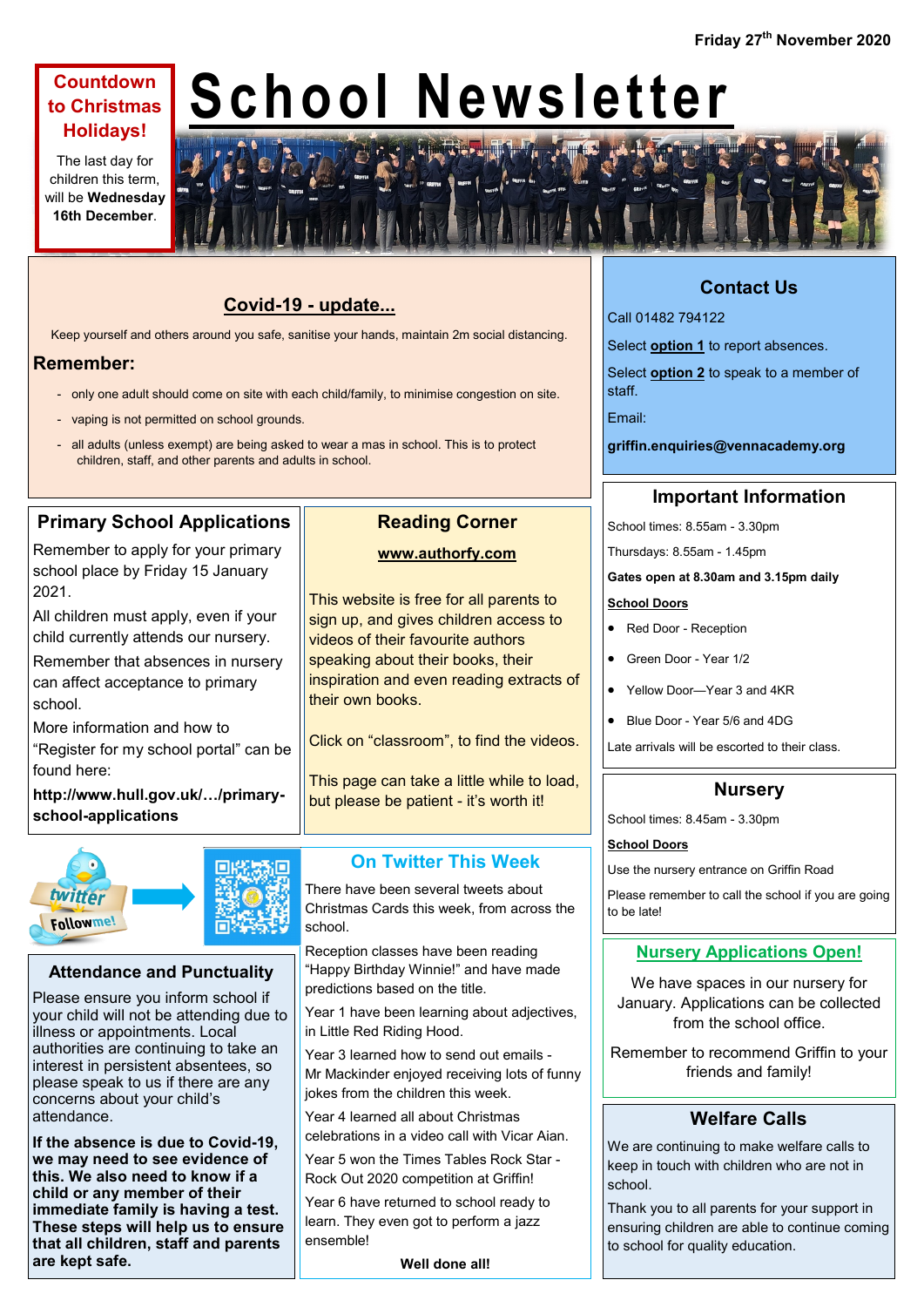Friday 27th November 2020

# School Newsletter

## Countdown to Christmas Holidays!

The last day for children this term, will be **Wednesday 16th December**.

## Covid-19 - update...

Keep yourself and others around you safe, sanitise your hands, maintain 2m social distancing.

**Remember:**

- only one adult should come on site with each child/family, to minimise congestion on site.
- vaping is not permitted on school grounds.
- all adults (unless exempt) are being asked to wear a mas in school. This is to protect children, staff, and other parents and adults in school.

## Primary School Applications

Remember to apply for your primary school place by Friday 15 January 2021.

All children must apply, even if your child currently attends our nursery.

Remember that absences in nursery can affect acceptance to primary school.

More information and how to "Register for my school portal" can be found here:

**http://www.hull.gov.uk/…/primary-school-applications**

## Reading Corner

**www.authorfy.com**

This website is free for all parents to sign up, and gives children access to videos of their favourite authors speaking about their books, their inspiration and even reading extracts of their own books.

Click on "classroom", to find the videos.

This page can take a little while to load, but please be patient - it's worth it!

## Attendance and Punctuality

Please ensure you inform school if your child will not be attending due to illness or appointments. Local authorities are continuing to take an interest in persistent absentees, so please speak to us if there are any concerns about your child's attendance.

**If the absence is due to Covid-19, we may need to see evidence of this. We also need to know if a child or any member of their immediate family is having a test. These steps will help us to ensure that all children, staff and parents are kept safe.**

## On Twitter This Week

There have been several tweets about Christmas Cards this week, from across the school.

Reception classes have been reading "Happy Birthday Winnie!" and have made predictions based on the title.

Year 1 have been learning about adjectives, in Little Red Riding Hood.

Year 3 learned how to send out emails - Mr Mackinder enjoyed receiving lots of funny jokes from the children this week.

Year 4 learned all about Christmas celebrations in a video call with Vicar Aian.

Year 5 won the Times Tables Rock Star - Rock Out 2020 competition at Griffin!

Year 6 have returned to school ready to learn. They even got to perform a jazz ensemble!

**Well done all!**

## Contact Us

Call 01482 794122

Select **option 1** to report absences.

Select **option 2** to speak to a member of staff.

Email:

**griffin.enquiries@vennacademy.org**

## Important Information

School times: 8.55am - 3.30pm

Thursdays: 8.55am - 1.45pm

**Gates open at 8.30am and 3.15pm daily**

**School Doors**

- Red Door - Reception
- Green Door - Year 1/2
- Yellow Door—Year 3 and 4KR
- Blue Door - Year 5/6 and 4DG

Late arrivals will be escorted to their class.

## Nursery

School times: 8.45am - 3.30pm

**School Doors**

Use the nursery entrance on Griffin Road

Please remember to call the school if you are going to be late!

## Nursery Applications Open!

We have spaces in our nursery for January. Applications can be collected from the school office.

Remember to recommend Griffin to your friends and family!

## Welfare Calls

We are continuing to make welfare calls to keep in touch with children who are not in school.

Thank you to all parents for your support in ensuring children are able to continue coming to school for quality education.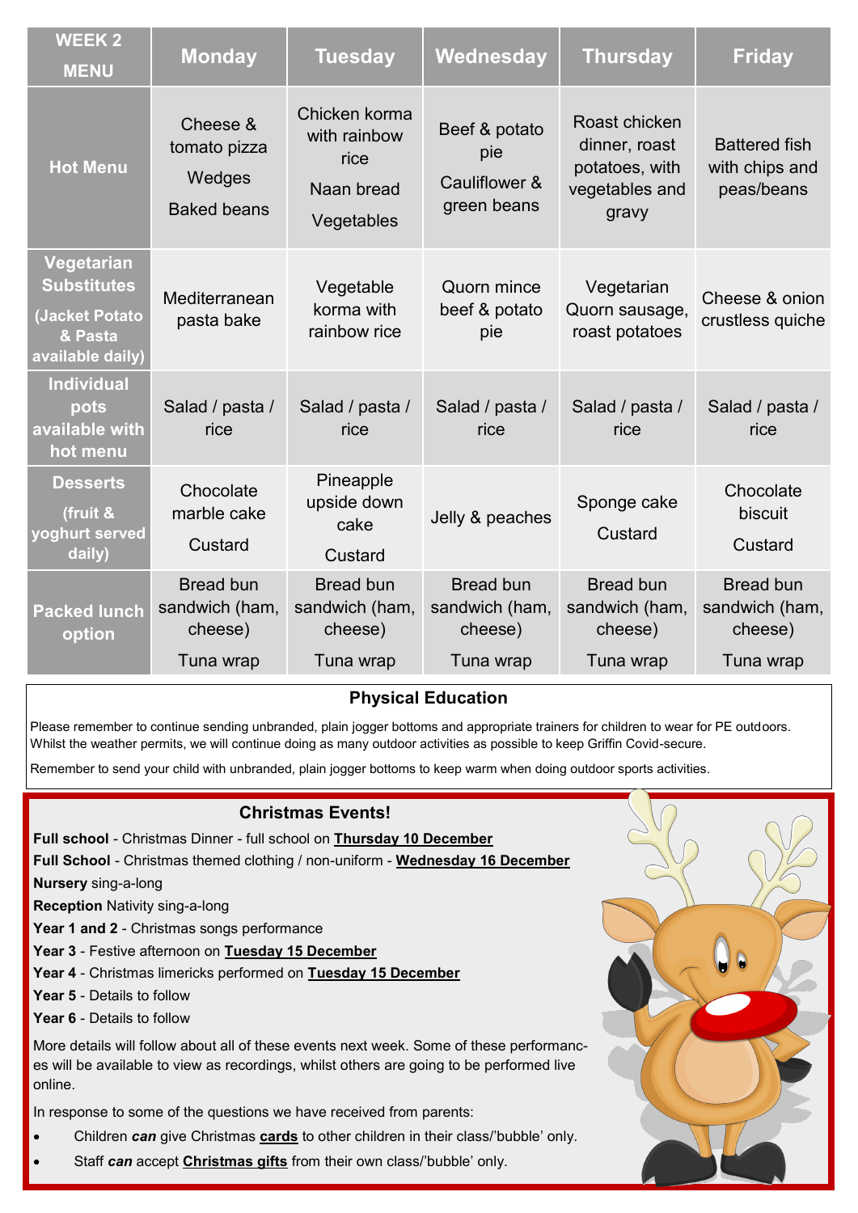| WEEK 2 MENU | Monday | Tuesday | Wednesday | Thursday | Friday |
|---|---|---|---|---|---|
| **Hot Menu** | Cheese & tomato pizza<br>Wedges<br>Baked beans | Chicken korma with rainbow rice<br>Naan bread<br>Vegetables | Beef & potato pie<br>Cauliflower & green beans | Roast chicken dinner, roast potatoes, with vegetables and gravy | Battered fish with chips and peas/beans |
| **Vegetarian Substitutes (Jacket Potato & Pasta available daily)** | Mediterranean pasta bake | Vegetable korma with rainbow rice | Quorn mince beef & potato pie | Vegetarian Quorn sausage, roast potatoes | Cheese & onion crustless quiche |
| **Individual pots available with hot menu** | Salad / pasta / rice | Salad / pasta / rice | Salad / pasta / rice | Salad / pasta / rice | Salad / pasta / rice |
| **Desserts (fruit & yoghurt served daily)** | Chocolate marble cake<br>Custard | Pineapple upside down cake<br>Custard | Jelly & peaches | Sponge cake<br>Custard | Chocolate biscuit<br>Custard |
| **Packed lunch option** | Bread bun sandwich (ham, cheese)<br>Tuna wrap | Bread bun sandwich (ham, cheese)<br>Tuna wrap | Bread bun sandwich (ham, cheese)<br>Tuna wrap | Bread bun sandwich (ham, cheese)<br>Tuna wrap | Bread bun sandwich (ham, cheese)<br>Tuna wrap |

## Physical Education

Please remember to continue sending unbranded, plain jogger bottoms and appropriate trainers for children to wear for PE outdoors. Whilst the weather permits, we will continue doing as many outdoor activities as possible to keep Griffin Covid-secure.

Remember to send your child with unbranded, plain jogger bottoms to keep warm when doing outdoor sports activities.

## Christmas Events!

**Full school** - Christmas Dinner - full school on **Thursday 10 December**

**Full School** - Christmas themed clothing / non-uniform - **Wednesday 16 December**

**Nursery** sing-a-long

**Reception** Nativity sing-a-long

**Year 1 and 2** - Christmas songs performance

**Year 3** - Festive afternoon on **Tuesday 15 December**

**Year 4** - Christmas limericks performed on **Tuesday 15 December**

**Year 5** - Details to follow

**Year 6** - Details to follow

More details will follow about all of these events next week. Some of these performances will be available to view as recordings, whilst others are going to be performed live online.

In response to some of the questions we have received from parents:

- Children ***can*** give Christmas **cards** to other children in their class/'bubble' only.
- Staff ***can*** accept **Christmas gifts** from their own class/'bubble' only.